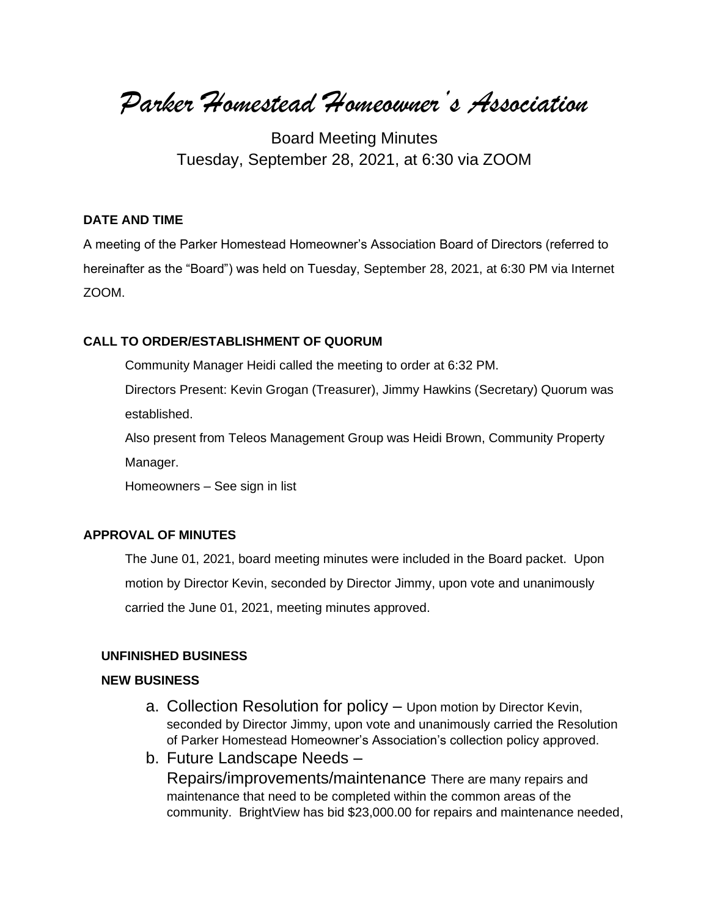# *Parker Homestead Homeowner's Association*

Board Meeting Minutes
Tuesday, September 28, 2021, at 6:30 via ZOOM

**DATE AND TIME**

A meeting of the Parker Homestead Homeowner's Association Board of Directors (referred to hereinafter as the "Board") was held on Tuesday, September 28, 2021, at 6:30 PM via Internet ZOOM.

**CALL TO ORDER/ESTABLISHMENT OF QUORUM**

Community Manager Heidi called the meeting to order at 6:32 PM.

Directors Present: Kevin Grogan (Treasurer), Jimmy Hawkins (Secretary) Quorum was established.

Also present from Teleos Management Group was Heidi Brown, Community Property Manager.

Homeowners – See sign in list

**APPROVAL OF MINUTES**

The June 01, 2021, board meeting minutes were included in the Board packet. Upon motion by Director Kevin, seconded by Director Jimmy, upon vote and unanimously carried the June 01, 2021, meeting minutes approved.

**UNFINISHED BUSINESS**

**NEW BUSINESS**

a. Collection Resolution for policy – Upon motion by Director Kevin, seconded by Director Jimmy, upon vote and unanimously carried the Resolution of Parker Homestead Homeowner's Association's collection policy approved.

b. Future Landscape Needs – Repairs/improvements/maintenance There are many repairs and maintenance that need to be completed within the common areas of the community. BrightView has bid $23,000.00 for repairs and maintenance needed,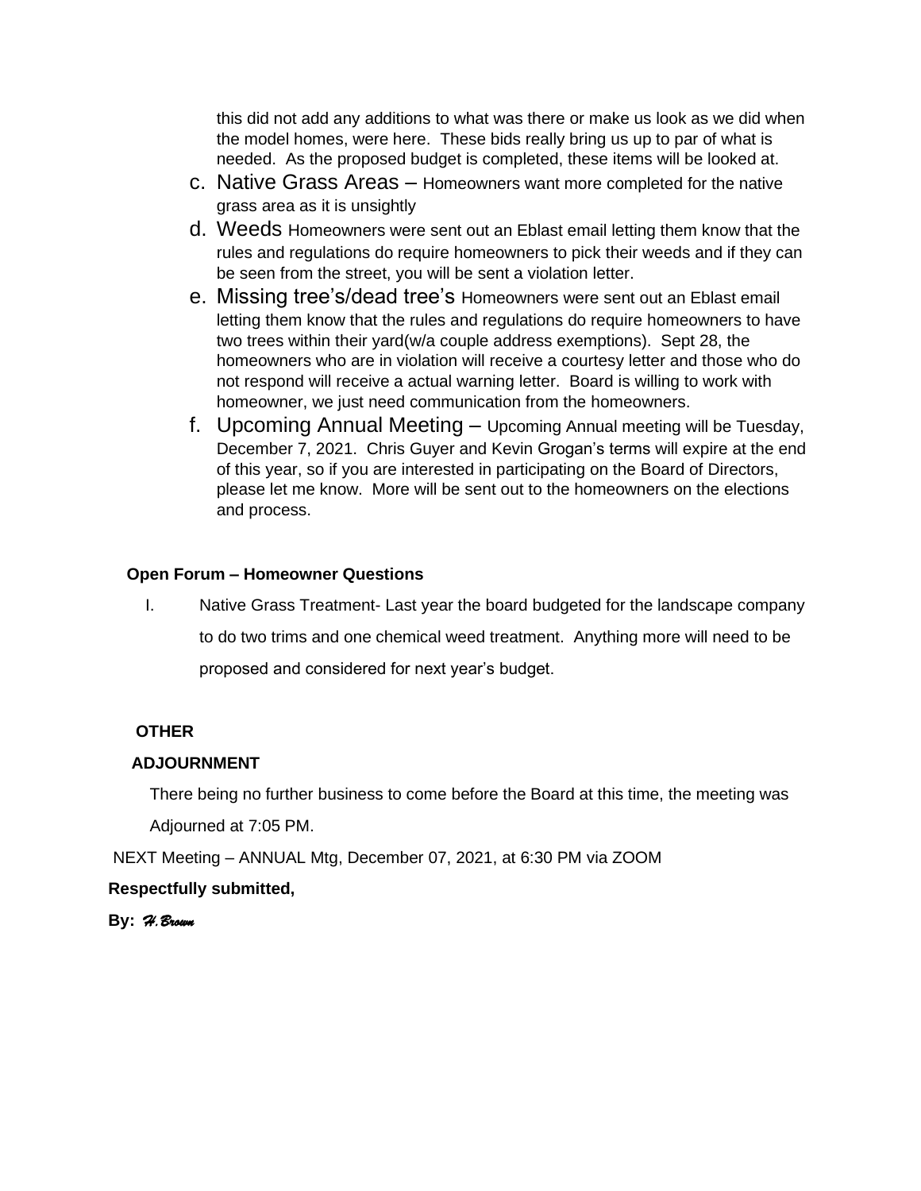this did not add any additions to what was there or make us look as we did when the model homes, were here. These bids really bring us up to par of what is needed. As the proposed budget is completed, these items will be looked at.

c. Native Grass Areas – Homeowners want more completed for the native grass area as it is unsightly

d. Weeds Homeowners were sent out an Eblast email letting them know that the rules and regulations do require homeowners to pick their weeds and if they can be seen from the street, you will be sent a violation letter.

e. Missing tree's/dead tree's Homeowners were sent out an Eblast email letting them know that the rules and regulations do require homeowners to have two trees within their yard(w/a couple address exemptions). Sept 28, the homeowners who are in violation will receive a courtesy letter and those who do not respond will receive a actual warning letter. Board is willing to work with homeowner, we just need communication from the homeowners.

f. Upcoming Annual Meeting – Upcoming Annual meeting will be Tuesday, December 7, 2021. Chris Guyer and Kevin Grogan's terms will expire at the end of this year, so if you are interested in participating on the Board of Directors, please let me know. More will be sent out to the homeowners on the elections and process.

**Open Forum – Homeowner Questions**

I. Native Grass Treatment- Last year the board budgeted for the landscape company to do two trims and one chemical weed treatment. Anything more will need to be proposed and considered for next year's budget.

**OTHER**

**ADJOURNMENT**

There being no further business to come before the Board at this time, the meeting was Adjourned at 7:05 PM.

NEXT Meeting – ANNUAL Mtg, December 07, 2021, at 6:30 PM via ZOOM

**Respectfully submitted,**

**By:** *H.Brown*